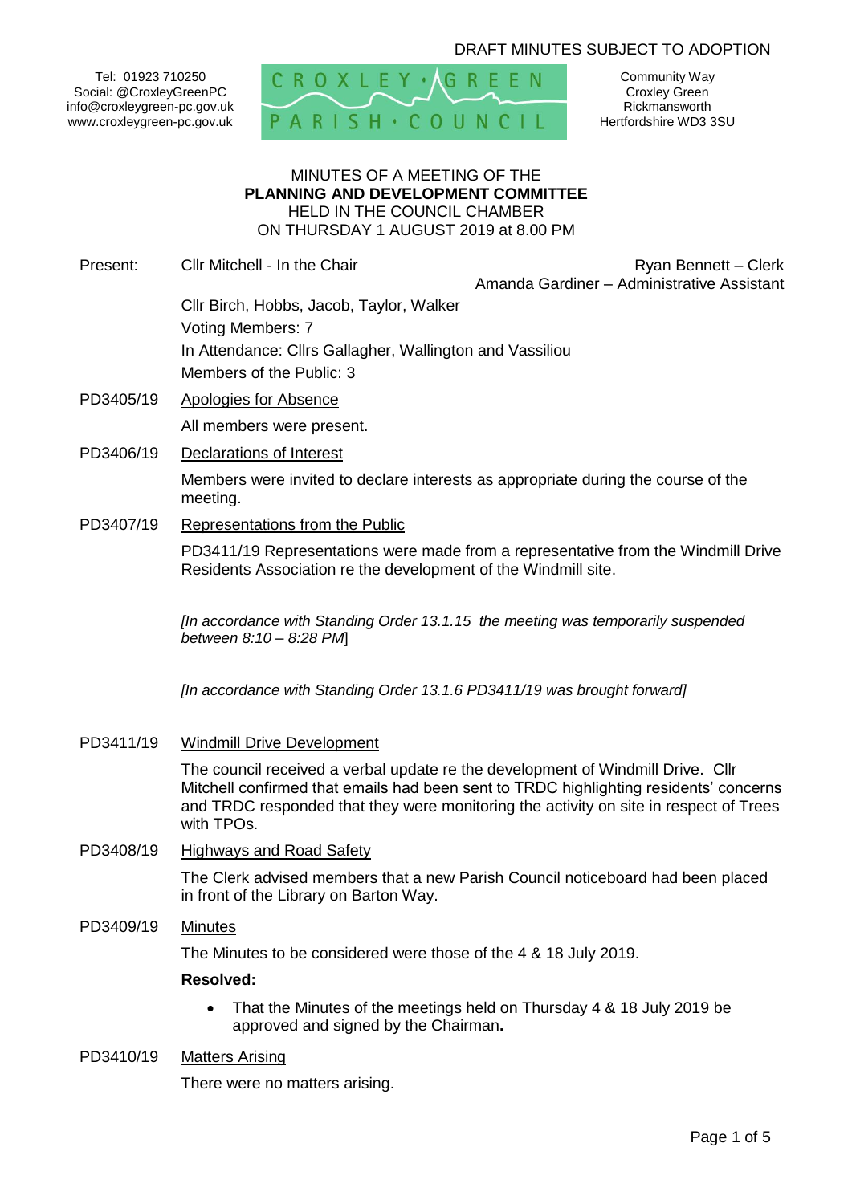DRAFT MINUTES SUBJECT TO ADOPTION

Tel: 01923 710250
Social: @CroxleyGreenPC
info@croxleygreen-pc.gov.uk
www.croxleygreen-pc.gov.uk

CROXLEY GREEN PARISH COUNCIL

Community Way
Croxley Green
Rickmansworth
Hertfordshire WD3 3SU

MINUTES OF A MEETING OF THE
**PLANNING AND DEVELOPMENT COMMITTEE**
HELD IN THE COUNCIL CHAMBER
ON THURSDAY 1 AUGUST 2019 at 8.00 PM

Present: Cllr Mitchell - In the Chair

Ryan Bennett – Clerk
Amanda Gardiner – Administrative Assistant

Cllr Birch, Hobbs, Jacob, Taylor, Walker
Voting Members: 7
In Attendance: Cllrs Gallagher, Wallington and Vassiliou
Members of the Public: 3

PD3405/19 Apologies for Absence

All members were present.

PD3406/19 Declarations of Interest

Members were invited to declare interests as appropriate during the course of the meeting.

PD3407/19 Representations from the Public

PD3411/19 Representations were made from a representative from the Windmill Drive Residents Association re the development of the Windmill site.

*[In accordance with Standing Order 13.1.15 the meeting was temporarily suspended between 8:10 – 8:28 PM*]

*[In accordance with Standing Order 13.1.6 PD3411/19 was brought forward]*

PD3411/19 Windmill Drive Development

The council received a verbal update re the development of Windmill Drive. Cllr Mitchell confirmed that emails had been sent to TRDC highlighting residents' concerns and TRDC responded that they were monitoring the activity on site in respect of Trees with TPOs.

PD3408/19 Highways and Road Safety

The Clerk advised members that a new Parish Council noticeboard had been placed in front of the Library on Barton Way.

PD3409/19 Minutes

The Minutes to be considered were those of the 4 & 18 July 2019.

**Resolved:**

- That the Minutes of the meetings held on Thursday 4 & 18 July 2019 be approved and signed by the Chairman**.**

PD3410/19 Matters Arising

There were no matters arising.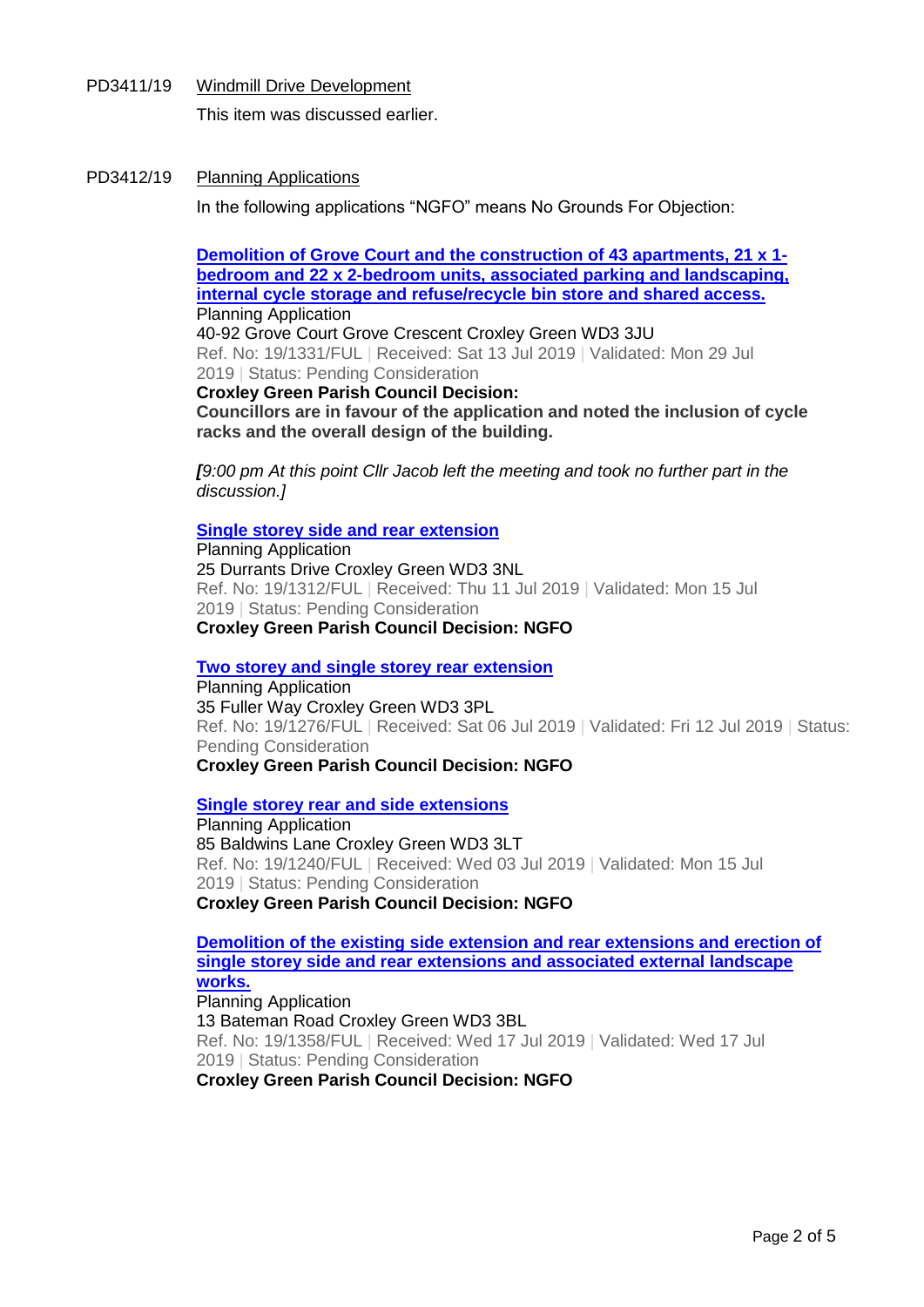PD3411/19 Windmill Drive Development

This item was discussed earlier.

PD3412/19 Planning Applications

In the following applications "NGFO" means No Grounds For Objection:

**Demolition of Grove Court and the construction of 43 apartments, 21 x 1-bedroom and 22 x 2-bedroom units, associated parking and landscaping, internal cycle storage and refuse/recycle bin store and shared access.**
Planning Application
40-92 Grove Court Grove Crescent Croxley Green WD3 3JU
Ref. No: 19/1331/FUL | Received: Sat 13 Jul 2019 | Validated: Mon 29 Jul 2019 | Status: Pending Consideration
**Croxley Green Parish Council Decision:**
**Councillors are in favour of the application and noted the inclusion of cycle racks and the overall design of the building.**

*[9:00 pm At this point Cllr Jacob left the meeting and took no further part in the discussion.]*

**Single storey side and rear extension**
Planning Application
25 Durrants Drive Croxley Green WD3 3NL
Ref. No: 19/1312/FUL | Received: Thu 11 Jul 2019 | Validated: Mon 15 Jul 2019 | Status: Pending Consideration
**Croxley Green Parish Council Decision: NGFO**

**Two storey and single storey rear extension**
Planning Application
35 Fuller Way Croxley Green WD3 3PL
Ref. No: 19/1276/FUL | Received: Sat 06 Jul 2019 | Validated: Fri 12 Jul 2019 | Status: Pending Consideration
**Croxley Green Parish Council Decision: NGFO**

**Single storey rear and side extensions**
Planning Application
85 Baldwins Lane Croxley Green WD3 3LT
Ref. No: 19/1240/FUL | Received: Wed 03 Jul 2019 | Validated: Mon 15 Jul 2019 | Status: Pending Consideration
**Croxley Green Parish Council Decision: NGFO**

**Demolition of the existing side extension and rear extensions and erection of single storey side and rear extensions and associated external landscape works.**
Planning Application
13 Bateman Road Croxley Green WD3 3BL
Ref. No: 19/1358/FUL | Received: Wed 17 Jul 2019 | Validated: Wed 17 Jul 2019 | Status: Pending Consideration
**Croxley Green Parish Council Decision: NGFO**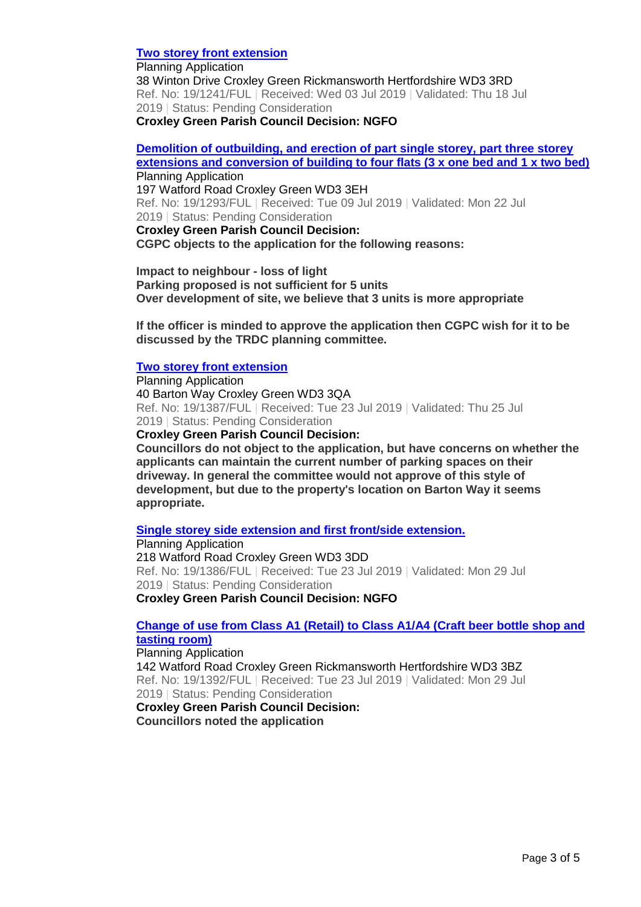**Two storey front extension**

Planning Application
38 Winton Drive Croxley Green Rickmansworth Hertfordshire WD3 3RD
Ref. No: 19/1241/FUL | Received: Wed 03 Jul 2019 | Validated: Thu 18 Jul 2019 | Status: Pending Consideration
**Croxley Green Parish Council Decision: NGFO**

**Demolition of outbuilding, and erection of part single storey, part three storey extensions and conversion of building to four flats (3 x one bed and 1 x two bed)**

Planning Application
197 Watford Road Croxley Green WD3 3EH
Ref. No: 19/1293/FUL | Received: Tue 09 Jul 2019 | Validated: Mon 22 Jul 2019 | Status: Pending Consideration
**Croxley Green Parish Council Decision:**
**CGPC objects to the application for the following reasons:**

**Impact to neighbour - loss of light**
**Parking proposed is not sufficient for 5 units**
**Over development of site, we believe that 3 units is more appropriate**

**If the officer is minded to approve the application then CGPC wish for it to be discussed by the TRDC planning committee.**

**Two storey front extension**

Planning Application
40 Barton Way Croxley Green WD3 3QA
Ref. No: 19/1387/FUL | Received: Tue 23 Jul 2019 | Validated: Thu 25 Jul 2019 | Status: Pending Consideration
**Croxley Green Parish Council Decision:**
**Councillors do not object to the application, but have concerns on whether the applicants can maintain the current number of parking spaces on their driveway. In general the committee would not approve of this style of development, but due to the property's location on Barton Way it seems appropriate.**

**Single storey side extension and first front/side extension.**

Planning Application
218 Watford Road Croxley Green WD3 3DD
Ref. No: 19/1386/FUL | Received: Tue 23 Jul 2019 | Validated: Mon 29 Jul 2019 | Status: Pending Consideration
**Croxley Green Parish Council Decision: NGFO**

**Change of use from Class A1 (Retail) to Class A1/A4 (Craft beer bottle shop and tasting room)**

Planning Application
142 Watford Road Croxley Green Rickmansworth Hertfordshire WD3 3BZ
Ref. No: 19/1392/FUL | Received: Tue 23 Jul 2019 | Validated: Mon 29 Jul 2019 | Status: Pending Consideration
**Croxley Green Parish Council Decision:**
**Councillors noted the application**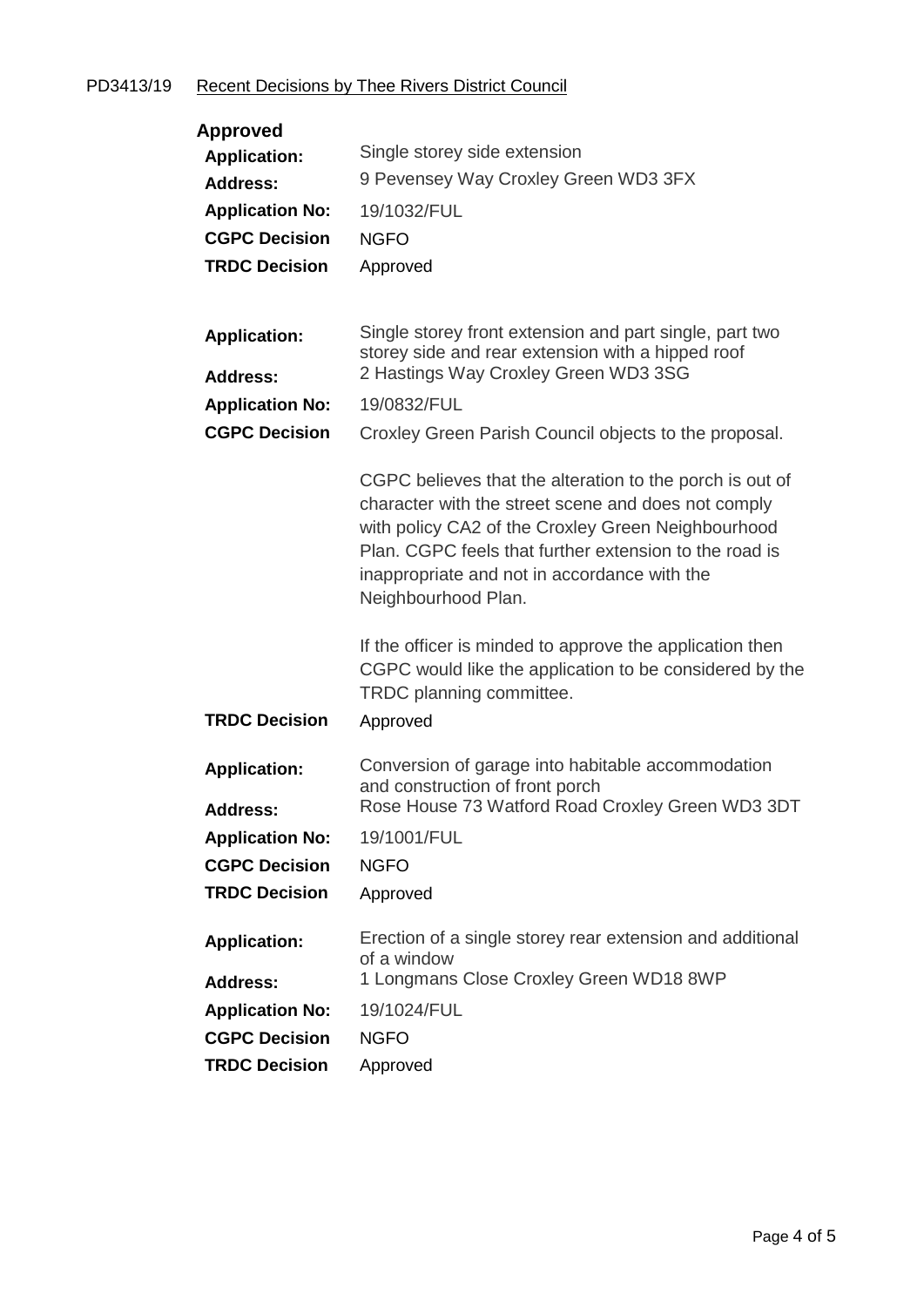PD3413/19 Recent Decisions by Thee Rivers District Council

## Approved

| | |
|---|---|
| **Application:** | Single storey side extension |
| **Address:** | 9 Pevensey Way Croxley Green WD3 3FX |
| **Application No:** | 19/1032/FUL |
| **CGPC Decision** | NGFO |
| **TRDC Decision** | Approved |

| | |
|---|---|
| **Application:** | Single storey front extension and part single, part two storey side and rear extension with a hipped roof |
| **Address:** | 2 Hastings Way Croxley Green WD3 3SG |
| **Application No:** | 19/0832/FUL |
| **CGPC Decision** | Croxley Green Parish Council objects to the proposal.<br><br>CGPC believes that the alteration to the porch is out of character with the street scene and does not comply with policy CA2 of the Croxley Green Neighbourhood Plan. CGPC feels that further extension to the road is inappropriate and not in accordance with the Neighbourhood Plan.<br><br>If the officer is minded to approve the application then CGPC would like the application to be considered by the TRDC planning committee. |
| **TRDC Decision** | Approved |

| | |
|---|---|
| **Application:** | Conversion of garage into habitable accommodation and construction of front porch |
| **Address:** | Rose House 73 Watford Road Croxley Green WD3 3DT |
| **Application No:** | 19/1001/FUL |
| **CGPC Decision** | NGFO |
| **TRDC Decision** | Approved |

| | |
|---|---|
| **Application:** | Erection of a single storey rear extension and additional of a window |
| **Address:** | 1 Longmans Close Croxley Green WD18 8WP |
| **Application No:** | 19/1024/FUL |
| **CGPC Decision** | NGFO |
| **TRDC Decision** | Approved |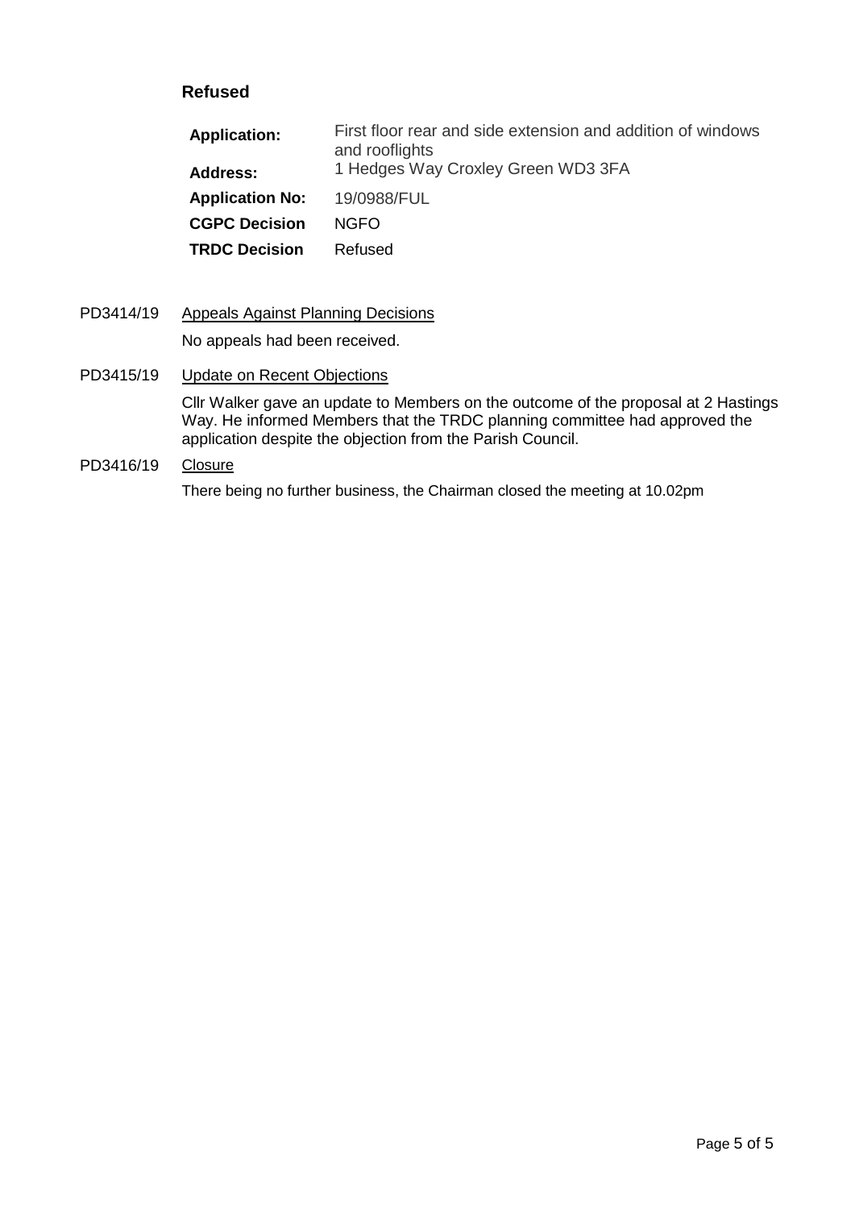### Refused

| | |
|---|---|
| **Application:** | First floor rear and side extension and addition of windows and rooflights |
| **Address:** | 1 Hedges Way Croxley Green WD3 3FA |
| **Application No:** | 19/0988/FUL |
| **CGPC Decision** | NGFO |
| **TRDC Decision** | Refused |

PD3414/19 Appeals Against Planning Decisions

No appeals had been received.

PD3415/19 Update on Recent Objections

Cllr Walker gave an update to Members on the outcome of the proposal at 2 Hastings Way. He informed Members that the TRDC planning committee had approved the application despite the objection from the Parish Council.

PD3416/19 Closure

There being no further business, the Chairman closed the meeting at 10.02pm